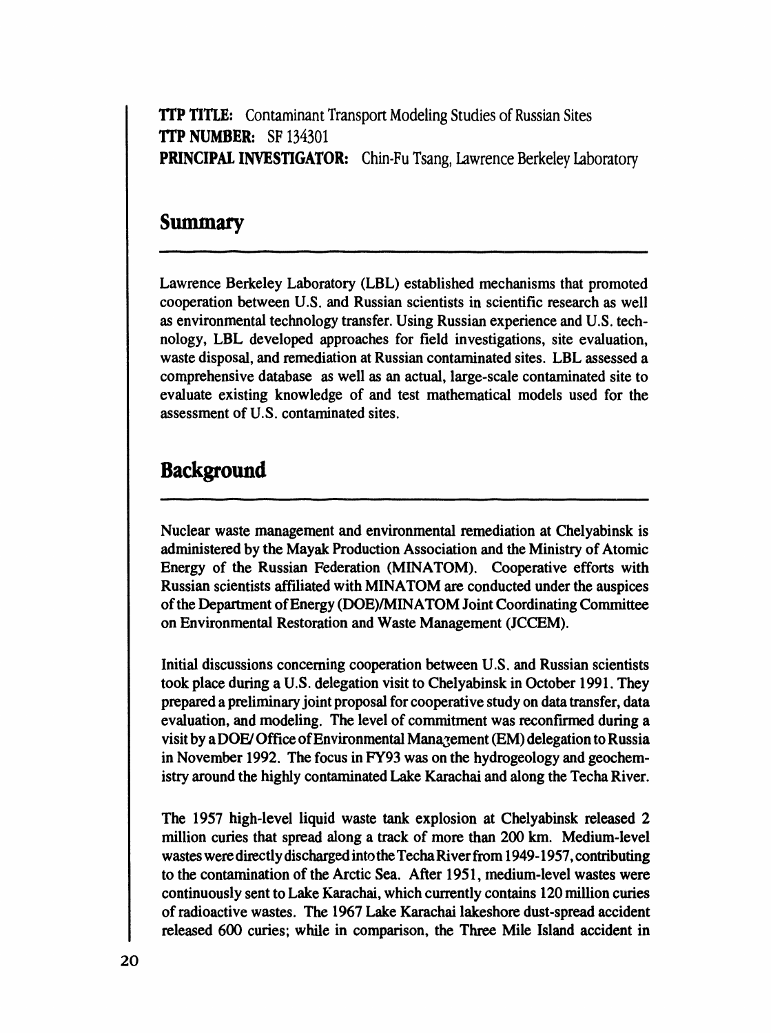**TTP TITLE:** Contaminant Transport Modeling Studies of Russian Sites
**TTP NUMBER:** SF 134301
**PRINCIPAL INVESTIGATOR:** Chin-Fu Tsang, Lawrence Berkeley Laboratory

## Summary

Lawrence Berkeley Laboratory (LBL) established mechanisms that promoted cooperation between U.S. and Russian scientists in scientific research as well as environmental technology transfer. Using Russian experience and U.S. technology, LBL developed approaches for field investigations, site evaluation, waste disposal, and remediation at Russian contaminated sites. LBL assessed a comprehensive database as well as an actual, large-scale contaminated site to evaluate existing knowledge of and test mathematical models used for the assessment of U.S. contaminated sites.

## Background

Nuclear waste management and environmental remediation at Chelyabinsk is administered by the Mayak Production Association and the Ministry of Atomic Energy of the Russian Federation (MINATOM). Cooperative efforts with Russian scientists affiliated with MINATOM are conducted under the auspices of the Department of Energy (DOE)/MINATOM Joint Coordinating Committee on Environmental Restoration and Waste Management (JCCEM).

Initial discussions concerning cooperation between U.S. and Russian scientists took place during a U.S. delegation visit to Chelyabinsk in October 1991. They prepared a preliminary joint proposal for cooperative study on data transfer, data evaluation, and modeling. The level of commitment was reconfirmed during a visit by a DOE/ Office of Environmental Management (EM) delegation to Russia in November 1992. The focus in FY93 was on the hydrogeology and geochemistry around the highly contaminated Lake Karachai and along the Techa River.

The 1957 high-level liquid waste tank explosion at Chelyabinsk released 2 million curies that spread along a track of more than 200 km. Medium-level wastes were directly discharged into the Techa River from 1949-1957, contributing to the contamination of the Arctic Sea. After 1951, medium-level wastes were continuously sent to Lake Karachai, which currently contains 120 million curies of radioactive wastes. The 1967 Lake Karachai lakeshore dust-spread accident released 600 curies; while in comparison, the Three Mile Island accident in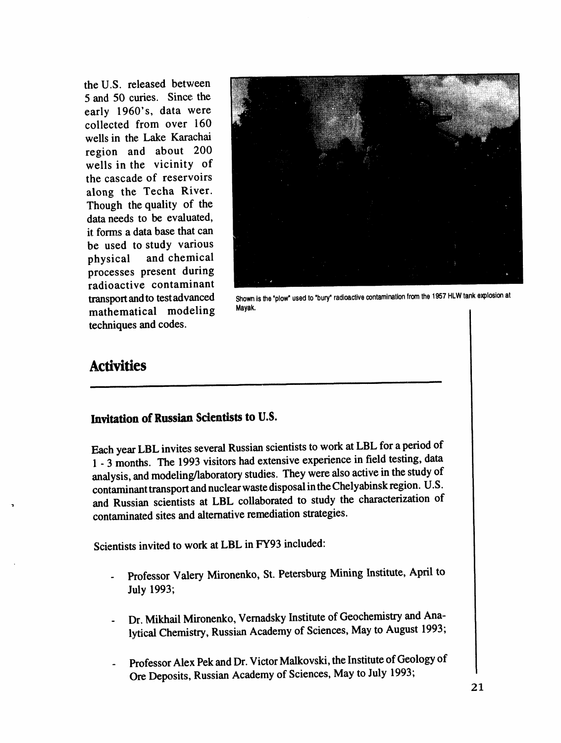the U.S. released between 5 and 50 curies. Since the early 1960's, data were collected from over 160 wells in the Lake Karachai region and about 200 wells in the vicinity of the cascade of reservoirs along the Techa River. Though the quality of the data needs to be evaluated, it forms a data base that can be used to study various physical and chemical processes present during radioactive contaminant transport and to test advanced mathematical modeling techniques and codes.

Shown is the "plow" used to "bury" radioactive contamination from the 1957 HLW tank explosion at Mayak.

## Activities

### Invitation of Russian Scientists to U.S.

Each year LBL invites several Russian scientists to work at LBL for a period of 1 - 3 months. The 1993 visitors had extensive experience in field testing, data analysis, and modeling/laboratory studies. They were also active in the study of contaminant transport and nuclear waste disposal in the Chelyabinsk region. U.S. and Russian scientists at LBL collaborated to study the characterization of contaminated sites and alternative remediation strategies.

Scientists invited to work at LBL in FY93 included:

- Professor Valery Mironenko, St. Petersburg Mining Institute, April to July 1993;
- Dr. Mikhail Mironenko, Vernadsky Institute of Geochemistry and Analytical Chemistry, Russian Academy of Sciences, May to August 1993;
- Professor Alex Pek and Dr. Victor Malkovski, the Institute of Geology of Ore Deposits, Russian Academy of Sciences, May to July 1993;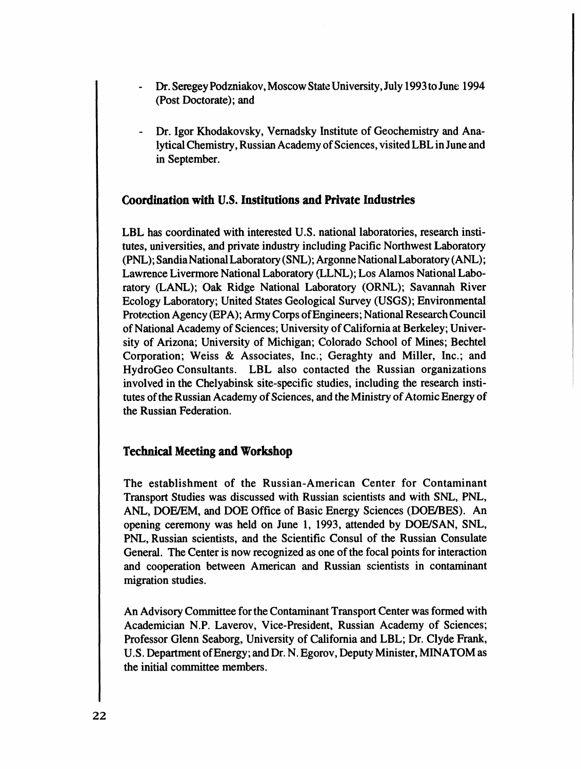- Dr. Seregey Podzniakov, Moscow State University, July 1993 to June 1994 (Post Doctorate); and

- Dr. Igor Khodakovsky, Vernadsky Institute of Geochemistry and Analytical Chemistry, Russian Academy of Sciences, visited LBL in June and in September.

## Coordination with U.S. Institutions and Private Industries

LBL has coordinated with interested U.S. national laboratories, research institutes, universities, and private industry including Pacific Northwest Laboratory (PNL); Sandia National Laboratory (SNL); Argonne National Laboratory (ANL); Lawrence Livermore National Laboratory (LLNL); Los Alamos National Laboratory (LANL); Oak Ridge National Laboratory (ORNL); Savannah River Ecology Laboratory; United States Geological Survey (USGS); Environmental Protection Agency (EPA); Army Corps of Engineers; National Research Council of National Academy of Sciences; University of California at Berkeley; University of Arizona; University of Michigan; Colorado School of Mines; Bechtel Corporation; Weiss & Associates, Inc.; Geraghty and Miller, Inc.; and HydroGeo Consultants. LBL also contacted the Russian organizations involved in the Chelyabinsk site-specific studies, including the research institutes of the Russian Academy of Sciences, and the Ministry of Atomic Energy of the Russian Federation.

## Technical Meeting and Workshop

The establishment of the Russian-American Center for Contaminant Transport Studies was discussed with Russian scientists and with SNL, PNL, ANL, DOE/EM, and DOE Office of Basic Energy Sciences (DOE/BES). An opening ceremony was held on June 1, 1993, attended by DOE/SAN, SNL, PNL, Russian scientists, and the Scientific Consul of the Russian Consulate General. The Center is now recognized as one of the focal points for interaction and cooperation between American and Russian scientists in contaminant migration studies.

An Advisory Committee for the Contaminant Transport Center was formed with Academician N.P. Laverov, Vice-President, Russian Academy of Sciences; Professor Glenn Seaborg, University of California and LBL; Dr. Clyde Frank, U.S. Department of Energy; and Dr. N. Egorov, Deputy Minister, MINATOM as the initial committee members.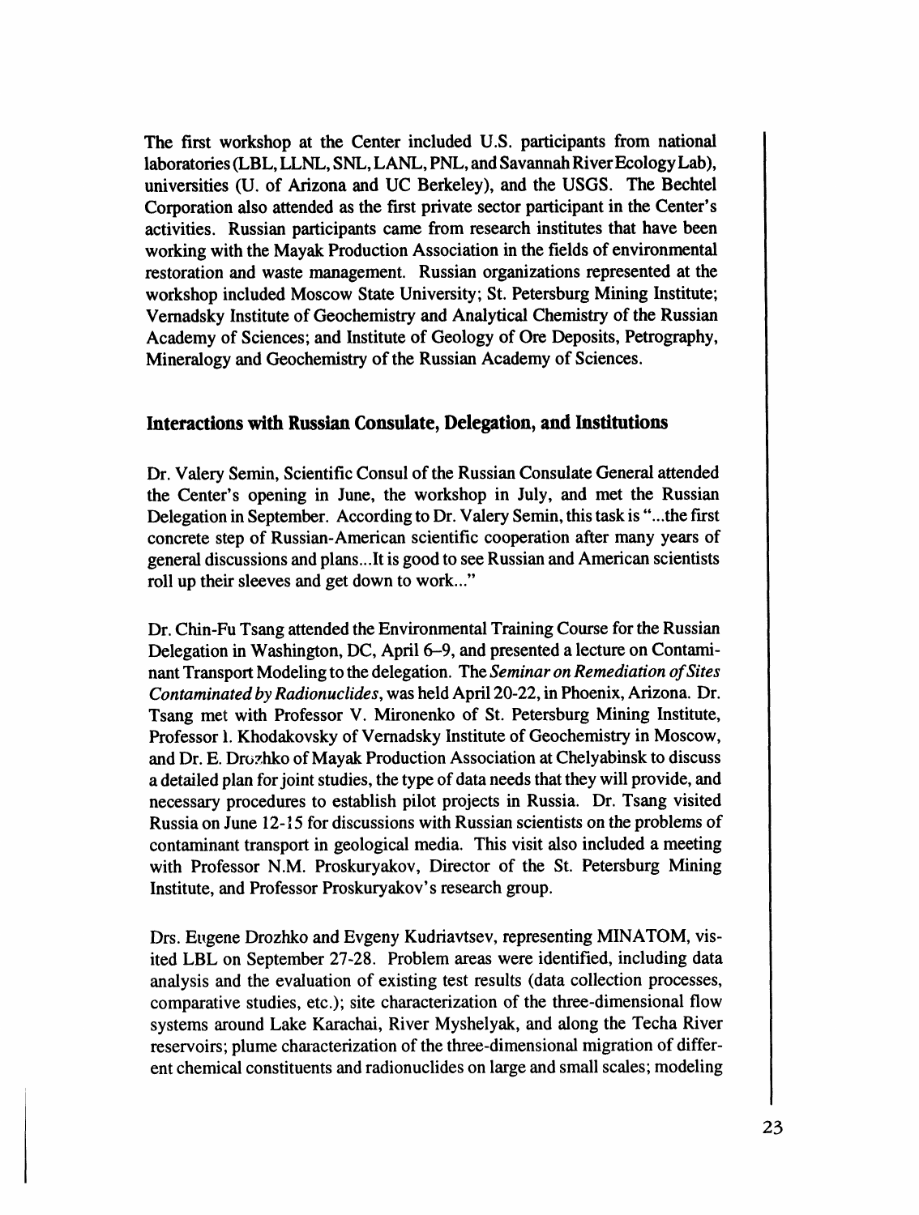The first workshop at the Center included U.S. participants from national laboratories (LBL, LLNL, SNL, LANL, PNL, and Savannah River Ecology Lab), universities (U. of Arizona and UC Berkeley), and the USGS. The Bechtel Corporation also attended as the first private sector participant in the Center's activities. Russian participants came from research institutes that have been working with the Mayak Production Association in the fields of environmental restoration and waste management. Russian organizations represented at the workshop included Moscow State University; St. Petersburg Mining Institute; Vernadsky Institute of Geochemistry and Analytical Chemistry of the Russian Academy of Sciences; and Institute of Geology of Ore Deposits, Petrography, Mineralogy and Geochemistry of the Russian Academy of Sciences.

## Interactions with Russian Consulate, Delegation, and Institutions

Dr. Valery Semin, Scientific Consul of the Russian Consulate General attended the Center's opening in June, the workshop in July, and met the Russian Delegation in September. According to Dr. Valery Semin, this task is "...the first concrete step of Russian-American scientific cooperation after many years of general discussions and plans...It is good to see Russian and American scientists roll up their sleeves and get down to work..."

Dr. Chin-Fu Tsang attended the Environmental Training Course for the Russian Delegation in Washington, DC, April 6–9, and presented a lecture on Contaminant Transport Modeling to the delegation. The *Seminar on Remediation of Sites Contaminated by Radionuclides*, was held April 20-22, in Phoenix, Arizona. Dr. Tsang met with Professor V. Mironenko of St. Petersburg Mining Institute, Professor I. Khodakovsky of Vernadsky Institute of Geochemistry in Moscow, and Dr. E. Drozhko of Mayak Production Association at Chelyabinsk to discuss a detailed plan for joint studies, the type of data needs that they will provide, and necessary procedures to establish pilot projects in Russia. Dr. Tsang visited Russia on June 12-15 for discussions with Russian scientists on the problems of contaminant transport in geological media. This visit also included a meeting with Professor N.M. Proskuryakov, Director of the St. Petersburg Mining Institute, and Professor Proskuryakov's research group.

Drs. Eugene Drozhko and Evgeny Kudriavtsev, representing MINATOM, visited LBL on September 27-28. Problem areas were identified, including data analysis and the evaluation of existing test results (data collection processes, comparative studies, etc.); site characterization of the three-dimensional flow systems around Lake Karachai, River Myshelyak, and along the Techa River reservoirs; plume characterization of the three-dimensional migration of different chemical constituents and radionuclides on large and small scales; modeling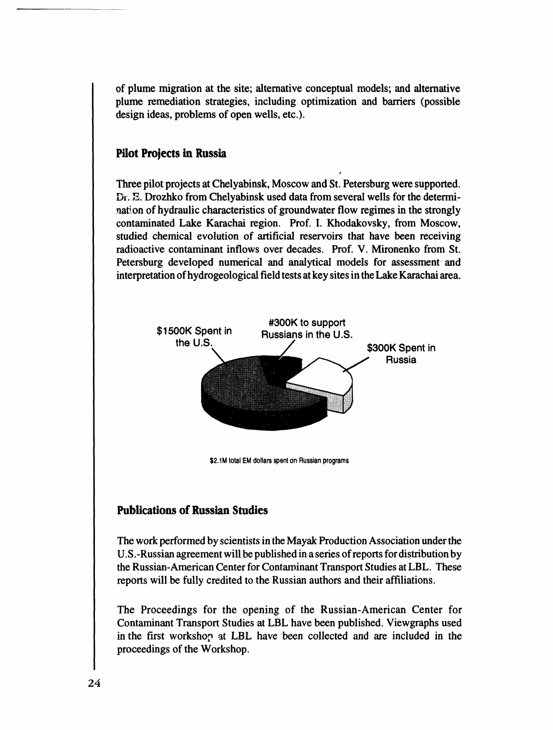of plume migration at the site; alternative conceptual models; and alternative plume remediation strategies, including optimization and barriers (possible design ideas, problems of open wells, etc.).

## Pilot Projects in Russia

Three pilot projects at Chelyabinsk, Moscow and St. Petersburg were supported. Dr. E. Drozhko from Chelyabinsk used data from several wells for the determination of hydraulic characteristics of groundwater flow regimes in the strongly contaminated Lake Karachai region. Prof. I. Khodakovsky, from Moscow, studied chemical evolution of artificial reservoirs that have been receiving radioactive contaminant inflows over decades. Prof. V. Mironenko from St. Petersburg developed numerical and analytical models for assessment and interpretation of hydrogeological field tests at key sites in the Lake Karachai area.

$1500K Spent in the U.S.

#300K to support Russians in the U.S.

$300K Spent in Russia

$2.1M total EM dollars spent on Russian programs

## Publications of Russian Studies

The work performed by scientists in the Mayak Production Association under the U.S.-Russian agreement will be published in a series of reports for distribution by the Russian-American Center for Contaminant Transport Studies at LBL. These reports will be fully credited to the Russian authors and their affiliations.

The Proceedings for the opening of the Russian-American Center for Contaminant Transport Studies at LBL have been published. Viewgraphs used in the first workshop at LBL have been collected and are included in the proceedings of the Workshop.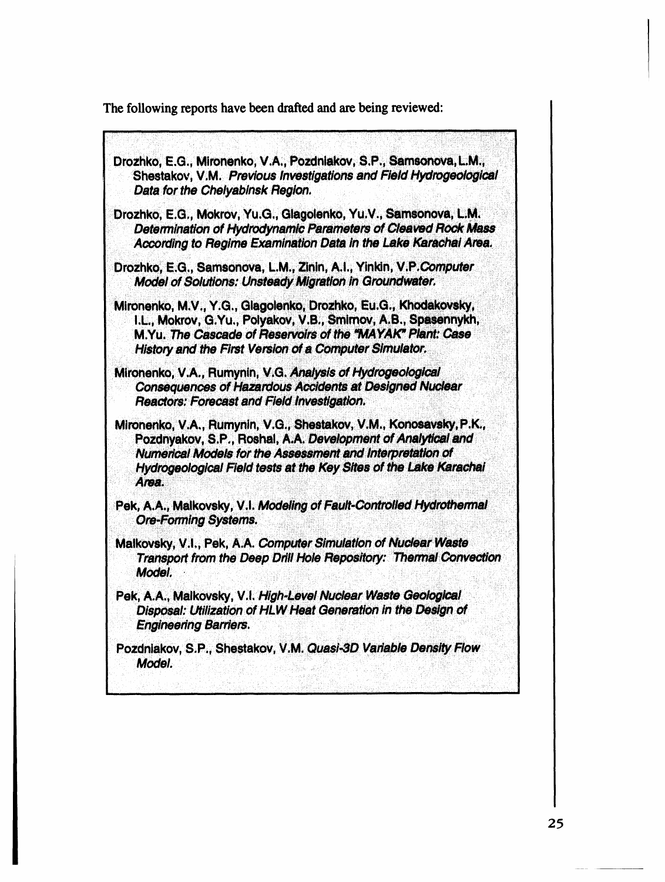The following reports have been drafted and are being reviewed:

Drozhko, E.G., Mironenko, V.A., Pozdniakov, S.P., Samsonova, L.M., Shestakov, V.M. *Previous Investigations and Field Hydrogeological Data for the Chelyabinsk Region.*

Drozhko, E.G., Mokrov, Yu.G., Glagolenko, Yu.V., Samsonova, L.M. *Determination of Hydrodynamic Parameters of Cleaved Rock Mass According to Regime Examination Data in the Lake Karachai Area.*

Drozhko, E.G., Samsonova, L.M., Zinin, A.I., Yinkin, V.P. *Computer Model of Solutions: Unsteady Migration in Groundwater.*

Mironenko, M.V., Y.G., Glagolenko, Drozhko, Eu.G., Khodakovsky, I.L., Mokrov, G.Yu., Polyakov, V.B., Smirnov, A.B., Spasennykh, M.Yu. *The Cascade of Reservoirs of the "MAYAK" Plant: Case History and the First Version of a Computer Simulator.*

Mironenko, V.A., Rumynin, V.G. *Analysis of Hydrogeological Consequences of Hazardous Accidents at Designed Nuclear Reactors: Forecast and Field Investigation.*

Mironenko, V.A., Rumynin, V.G., Shestakov, V.M., Konosavsky, P.K., Pozdnyakov, S.P., Roshal, A.A. *Development of Analytical and Numerical Models for the Assessment and Interpretation of Hydrogeological Field tests at the Key Sites of the Lake Karachai Area.*

Pek, A.A., Malkovsky, V.I. *Modeling of Fault-Controlled Hydrothermal Ore-Forming Systems.*

Malkovsky, V.I., Pek, A.A. *Computer Simulation of Nuclear Waste Transport from the Deep Drill Hole Repository: Thermal Convection Model.*

Pek, A.A., Malkovsky, V.I. *High-Level Nuclear Waste Geological Disposal: Utilization of HLW Heat Generation in the Design of Engineering Barriers.*

Pozdniakov, S.P., Shestakov, V.M. *Quasi-3D Variable Density Flow Model.*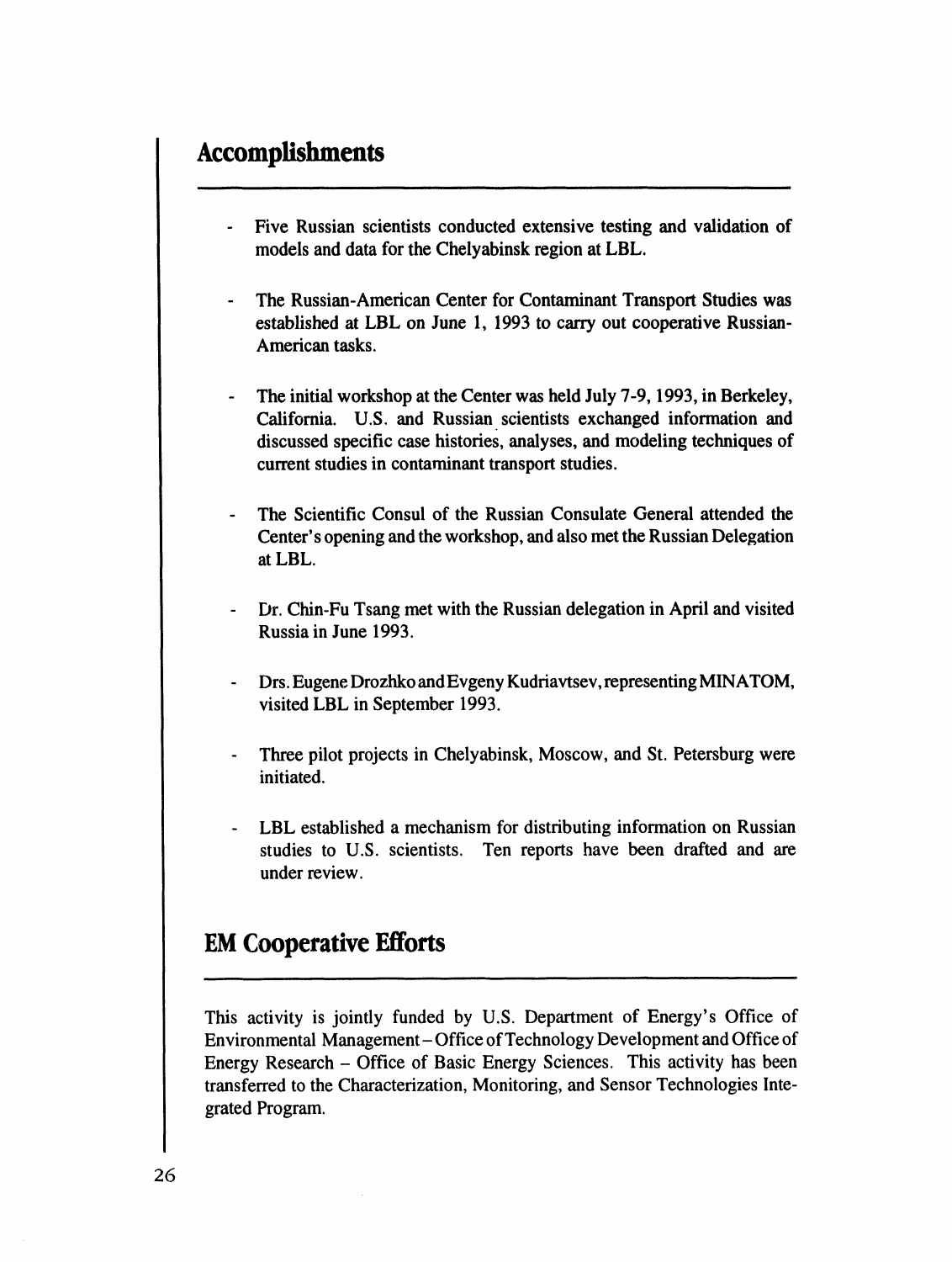## Accomplishments

- Five Russian scientists conducted extensive testing and validation of models and data for the Chelyabinsk region at LBL.
- The Russian-American Center for Contaminant Transport Studies was established at LBL on June 1, 1993 to carry out cooperative Russian-American tasks.
- The initial workshop at the Center was held July 7-9, 1993, in Berkeley, California. U.S. and Russian scientists exchanged information and discussed specific case histories, analyses, and modeling techniques of current studies in contaminant transport studies.
- The Scientific Consul of the Russian Consulate General attended the Center's opening and the workshop, and also met the Russian Delegation at LBL.
- Dr. Chin-Fu Tsang met with the Russian delegation in April and visited Russia in June 1993.
- Drs. Eugene Drozhko and Evgeny Kudriavtsev, representing MINATOM, visited LBL in September 1993.
- Three pilot projects in Chelyabinsk, Moscow, and St. Petersburg were initiated.
- LBL established a mechanism for distributing information on Russian studies to U.S. scientists. Ten reports have been drafted and are under review.

## EM Cooperative Efforts

This activity is jointly funded by U.S. Department of Energy's Office of Environmental Management – Office of Technology Development and Office of Energy Research – Office of Basic Energy Sciences. This activity has been transferred to the Characterization, Monitoring, and Sensor Technologies Integrated Program.